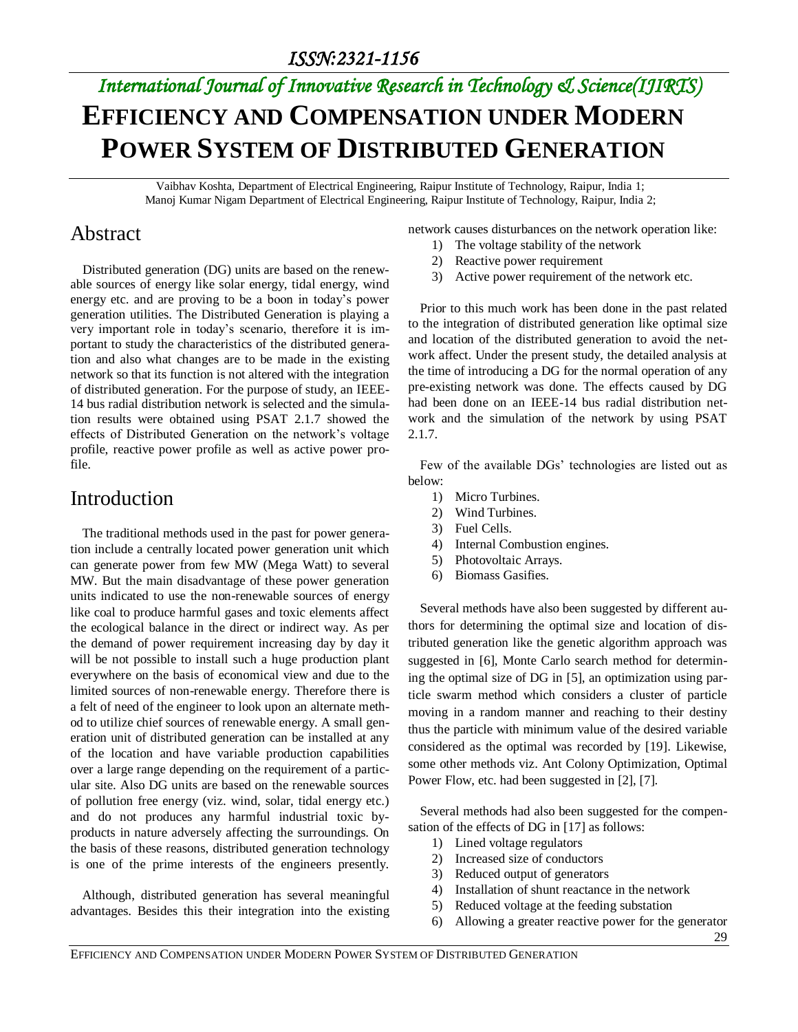# International Journal of Innovative Research in Technology & Science(IJIRTS)

# EFFICIENCY AND COMPENSATION UNDER MODERN POWER SYSTEM OF DISTRIBUTED GENERATION

Vaibhav Koshta, Department of Electrical Engineering, Raipur Institute of Technology, Raipur, India 1;
Manoj Kumar Nigam Department of Electrical Engineering, Raipur Institute of Technology, Raipur, India 2;

## Abstract

Distributed generation (DG) units are based on the renewable sources of energy like solar energy, tidal energy, wind energy etc. and are proving to be a boon in today's power generation utilities. The Distributed Generation is playing a very important role in today's scenario, therefore it is important to study the characteristics of the distributed generation and also what changes are to be made in the existing network so that its function is not altered with the integration of distributed generation. For the purpose of study, an IEEE-14 bus radial distribution network is selected and the simulation results were obtained using PSAT 2.1.7 showed the effects of Distributed Generation on the network's voltage profile, reactive power profile as well as active power profile.

## Introduction

The traditional methods used in the past for power generation include a centrally located power generation unit which can generate power from few MW (Mega Watt) to several MW. But the main disadvantage of these power generation units indicated to use the non-renewable sources of energy like coal to produce harmful gases and toxic elements affect the ecological balance in the direct or indirect way. As per the demand of power requirement increasing day by day it will be not possible to install such a huge production plant everywhere on the basis of economical view and due to the limited sources of non-renewable energy. Therefore there is a felt of need of the engineer to look upon an alternate method to utilize chief sources of renewable energy. A small generation unit of distributed generation can be installed at any of the location and have variable production capabilities over a large range depending on the requirement of a particular site. Also DG units are based on the renewable sources of pollution free energy (viz. wind, solar, tidal energy etc.) and do not produces any harmful industrial toxic by-products in nature adversely affecting the surroundings. On the basis of these reasons, distributed generation technology is one of the prime interests of the engineers presently.

Although, distributed generation has several meaningful advantages. Besides this their integration into the existing network causes disturbances on the network operation like:

1) The voltage stability of the network
2) Reactive power requirement
3) Active power requirement of the network etc.

Prior to this much work has been done in the past related to the integration of distributed generation like optimal size and location of the distributed generation to avoid the network affect. Under the present study, the detailed analysis at the time of introducing a DG for the normal operation of any pre-existing network was done. The effects caused by DG had been done on an IEEE-14 bus radial distribution network and the simulation of the network by using PSAT 2.1.7.

Few of the available DGs' technologies are listed out as below:

1) Micro Turbines.
2) Wind Turbines.
3) Fuel Cells.
4) Internal Combustion engines.
5) Photovoltaic Arrays.
6) Biomass Gasifies.

Several methods have also been suggested by different authors for determining the optimal size and location of distributed generation like the genetic algorithm approach was suggested in [6], Monte Carlo search method for determining the optimal size of DG in [5], an optimization using particle swarm method which considers a cluster of particle moving in a random manner and reaching to their destiny thus the particle with minimum value of the desired variable considered as the optimal was recorded by [19]. Likewise, some other methods viz. Ant Colony Optimization, Optimal Power Flow, etc. had been suggested in [2], [7].

Several methods had also been suggested for the compensation of the effects of DG in [17] as follows:

1) Lined voltage regulators
2) Increased size of conductors
3) Reduced output of generators
4) Installation of shunt reactance in the network
5) Reduced voltage at the feeding substation
6) Allowing a greater reactive power for the generator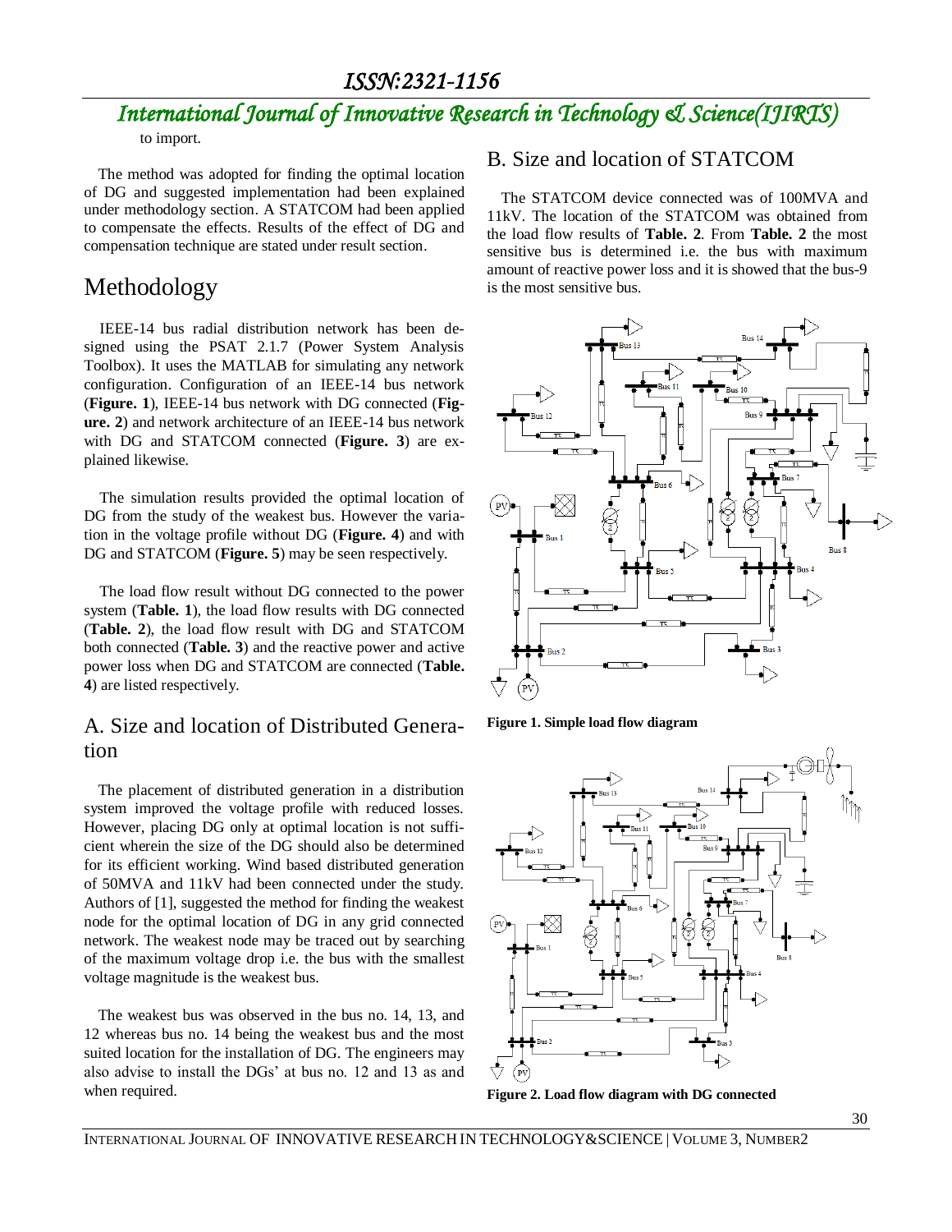to import.

The method was adopted for finding the optimal location of DG and suggested implementation had been explained under methodology section. A STATCOM had been applied to compensate the effects. Results of the effect of DG and compensation technique are stated under result section.

# Methodology

IEEE-14 bus radial distribution network has been designed using the PSAT 2.1.7 (Power System Analysis Toolbox). It uses the MATLAB for simulating any network configuration. Configuration of an IEEE-14 bus network (**Figure. 1**), IEEE-14 bus network with DG connected (**Figure. 2**) and network architecture of an IEEE-14 bus network with DG and STATCOM connected (**Figure. 3**) are explained likewise.

The simulation results provided the optimal location of DG from the study of the weakest bus. However the variation in the voltage profile without DG (**Figure. 4**) and with DG and STATCOM (**Figure. 5**) may be seen respectively.

The load flow result without DG connected to the power system (**Table. 1**), the load flow results with DG connected (**Table. 2**), the load flow result with DG and STATCOM both connected (**Table. 3**) and the reactive power and active power loss when DG and STATCOM are connected (**Table. 4**) are listed respectively.

## A. Size and location of Distributed Generation

The placement of distributed generation in a distribution system improved the voltage profile with reduced losses. However, placing DG only at optimal location is not sufficient wherein the size of the DG should also be determined for its efficient working. Wind based distributed generation of 50MVA and 11kV had been connected under the study. Authors of [1], suggested the method for finding the weakest node for the optimal location of DG in any grid connected network. The weakest node may be traced out by searching of the maximum voltage drop i.e. the bus with the smallest voltage magnitude is the weakest bus.

The weakest bus was observed in the bus no. 14, 13, and 12 whereas bus no. 14 being the weakest bus and the most suited location for the installation of DG. The engineers may also advise to install the DGs' at bus no. 12 and 13 as and when required.

## B. Size and location of STATCOM

The STATCOM device connected was of 100MVA and 11kV. The location of the STATCOM was obtained from the load flow results of **Table. 2**. From **Table. 2** the most sensitive bus is determined i.e. the bus with maximum amount of reactive power loss and it is showed that the bus-9 is the most sensitive bus.

**Figure 1. Simple load flow diagram**

**Figure 2. Load flow diagram with DG connected**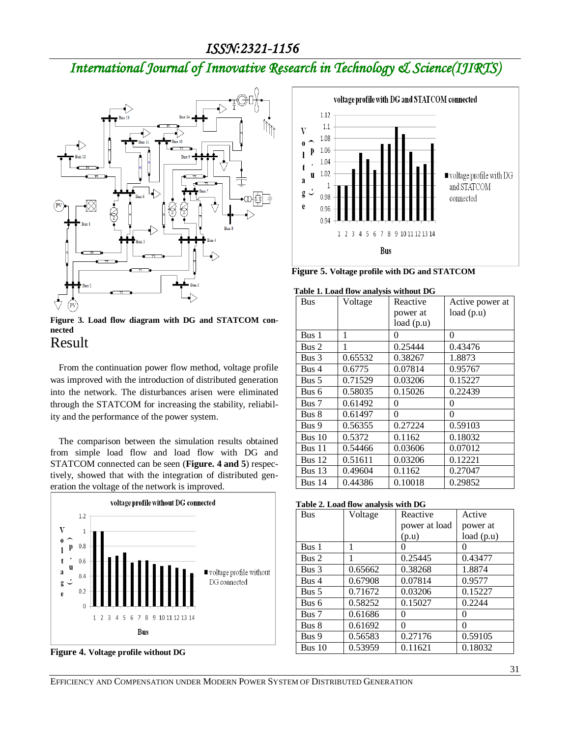Figure 3. Load flow diagram with DG and STATCOM connected

# Result

From the continuation power flow method, voltage profile was improved with the introduction of distributed generation into the network. The disturbances arisen were eliminated through the STATCOM for increasing the stability, reliability and the performance of the power system.

The comparison between the simulation results obtained from simple load flow and load flow with DG and STATCOM connected can be seen (**Figure. 4 and 5**) respectively, showed that with the integration of distributed generation the voltage of the network is improved.

**Figure 4.** Voltage profile without DG

**Figure 5.** Voltage profile with DG and STATCOM

**Table 1. Load flow analysis without DG**

| Bus | Voltage | Reactive power at load (p.u) | Active power at load (p.u) |
|---|---|---|---|
| Bus 1 | 1 | 0 | 0 |
| Bus 2 | 1 | 0.25444 | 0.43476 |
| Bus 3 | 0.65532 | 0.38267 | 1.8873 |
| Bus 4 | 0.6775 | 0.07814 | 0.95767 |
| Bus 5 | 0.71529 | 0.03206 | 0.15227 |
| Bus 6 | 0.58035 | 0.15026 | 0.22439 |
| Bus 7 | 0.61492 | 0 | 0 |
| Bus 8 | 0.61497 | 0 | 0 |
| Bus 9 | 0.56355 | 0.27224 | 0.59103 |
| Bus 10 | 0.5372 | 0.1162 | 0.18032 |
| Bus 11 | 0.54466 | 0.03606 | 0.07012 |
| Bus 12 | 0.51611 | 0.03206 | 0.12221 |
| Bus 13 | 0.49604 | 0.1162 | 0.27047 |
| Bus 14 | 0.44386 | 0.10018 | 0.29852 |

**Table 2. Load flow analysis with DG**

| Bus | Voltage | Reactive power at load (p.u) | Active power at load (p.u) |
|---|---|---|---|
| Bus 1 | 1 | 0 | 0 |
| Bus 2 | 1 | 0.25445 | 0.43477 |
| Bus 3 | 0.65662 | 0.38268 | 1.8874 |
| Bus 4 | 0.67908 | 0.07814 | 0.9577 |
| Bus 5 | 0.71672 | 0.03206 | 0.15227 |
| Bus 6 | 0.58252 | 0.15027 | 0.2244 |
| Bus 7 | 0.61686 | 0 | 0 |
| Bus 8 | 0.61692 | 0 | 0 |
| Bus 9 | 0.56583 | 0.27176 | 0.59105 |
| Bus 10 | 0.53959 | 0.11621 | 0.18032 |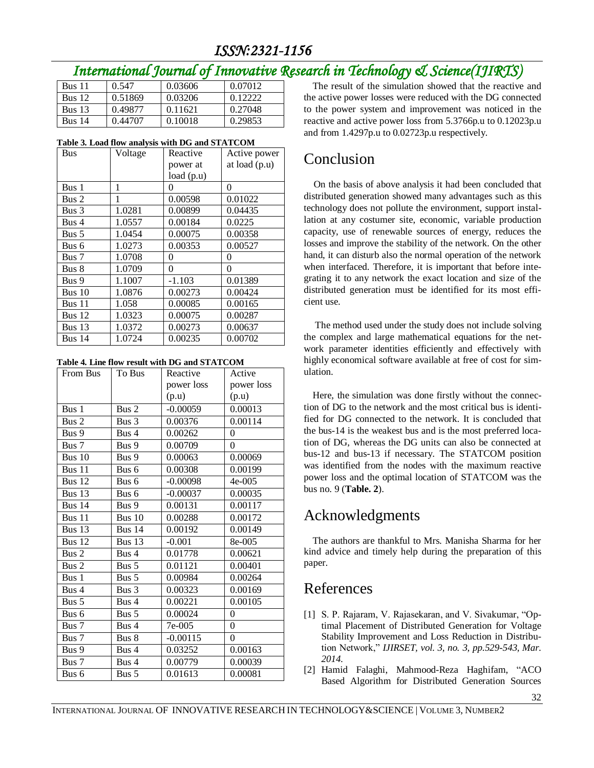| Bus 11 | 0.547 | 0.03606 | 0.07012 |
|---|---|---|---|
| Bus 12 | 0.51869 | 0.03206 | 0.12222 |
| Bus 13 | 0.49877 | 0.11621 | 0.27048 |
| Bus 14 | 0.44707 | 0.10018 | 0.29853 |

**Table 3. Load flow analysis with DG and STATCOM**

| Bus | Voltage | Reactive power at load (p.u) | Active power at load (p.u) |
|---|---|---|---|
| Bus 1 | 1 | 0 | 0 |
| Bus 2 | 1 | 0.00598 | 0.01022 |
| Bus 3 | 1.0281 | 0.00899 | 0.04435 |
| Bus 4 | 1.0557 | 0.00184 | 0.0225 |
| Bus 5 | 1.0454 | 0.00075 | 0.00358 |
| Bus 6 | 1.0273 | 0.00353 | 0.00527 |
| Bus 7 | 1.0708 | 0 | 0 |
| Bus 8 | 1.0709 | 0 | 0 |
| Bus 9 | 1.1007 | -1.103 | 0.01389 |
| Bus 10 | 1.0876 | 0.00273 | 0.00424 |
| Bus 11 | 1.058 | 0.00085 | 0.00165 |
| Bus 12 | 1.0323 | 0.00075 | 0.00287 |
| Bus 13 | 1.0372 | 0.00273 | 0.00637 |
| Bus 14 | 1.0724 | 0.00235 | 0.00702 |

**Table 4. Line flow result with DG and STATCOM**

| From Bus | To Bus | Reactive power loss (p.u) | Active power loss (p.u) |
|---|---|---|---|
| Bus 1 | Bus 2 | -0.00059 | 0.00013 |
| Bus 2 | Bus 3 | 0.00376 | 0.00114 |
| Bus 9 | Bus 4 | 0.00262 | 0 |
| Bus 7 | Bus 9 | 0.00709 | 0 |
| Bus 10 | Bus 9 | 0.00063 | 0.00069 |
| Bus 11 | Bus 6 | 0.00308 | 0.00199 |
| Bus 12 | Bus 6 | -0.00098 | 4e-005 |
| Bus 13 | Bus 6 | -0.00037 | 0.00035 |
| Bus 14 | Bus 9 | 0.00131 | 0.00117 |
| Bus 11 | Bus 10 | 0.00288 | 0.00172 |
| Bus 13 | Bus 14 | 0.00192 | 0.00149 |
| Bus 12 | Bus 13 | -0.001 | 8e-005 |
| Bus 2 | Bus 4 | 0.01778 | 0.00621 |
| Bus 2 | Bus 5 | 0.01121 | 0.00401 |
| Bus 1 | Bus 5 | 0.00984 | 0.00264 |
| Bus 4 | Bus 3 | 0.00323 | 0.00169 |
| Bus 5 | Bus 4 | 0.00221 | 0.00105 |
| Bus 6 | Bus 5 | 0.00024 | 0 |
| Bus 7 | Bus 4 | 7e-005 | 0 |
| Bus 7 | Bus 8 | -0.00115 | 0 |
| Bus 9 | Bus 4 | 0.03252 | 0.00163 |
| Bus 7 | Bus 4 | 0.00779 | 0.00039 |
| Bus 6 | Bus 5 | 0.01613 | 0.00081 |

The result of the simulation showed that the reactive and the active power losses were reduced with the DG connected to the power system and improvement was noticed in the reactive and active power loss from 5.3766p.u to 0.12023p.u and from 1.4297p.u to 0.02723p.u respectively.

# Conclusion

On the basis of above analysis it had been concluded that distributed generation showed many advantages such as this technology does not pollute the environment, support installation at any costumer site, economic, variable production capacity, use of renewable sources of energy, reduces the losses and improve the stability of the network. On the other hand, it can disturb also the normal operation of the network when interfaced. Therefore, it is important that before integrating it to any network the exact location and size of the distributed generation must be identified for its most efficient use.

The method used under the study does not include solving the complex and large mathematical equations for the network parameter identities efficiently and effectively with highly economical software available at free of cost for simulation.

Here, the simulation was done firstly without the connection of DG to the network and the most critical bus is identified for DG connected to the network. It is concluded that the bus-14 is the weakest bus and is the most preferred location of DG, whereas the DG units can also be connected at bus-12 and bus-13 if necessary. The STATCOM position was identified from the nodes with the maximum reactive power loss and the optimal location of STATCOM was the bus no. 9 (**Table. 2**).

# Acknowledgments

The authors are thankful to Mrs. Manisha Sharma for her kind advice and timely help during the preparation of this paper.

# References

[1] S. P. Rajaram, V. Rajasekaran, and V. Sivakumar, "Optimal Placement of Distributed Generation for Voltage Stability Improvement and Loss Reduction in Distribution Network," *IJIRSET, vol. 3, no. 3, pp.529-543, Mar. 2014.*

[2] Hamid Falaghi, Mahmood-Reza Haghifam, "ACO Based Algorithm for Distributed Generation Sources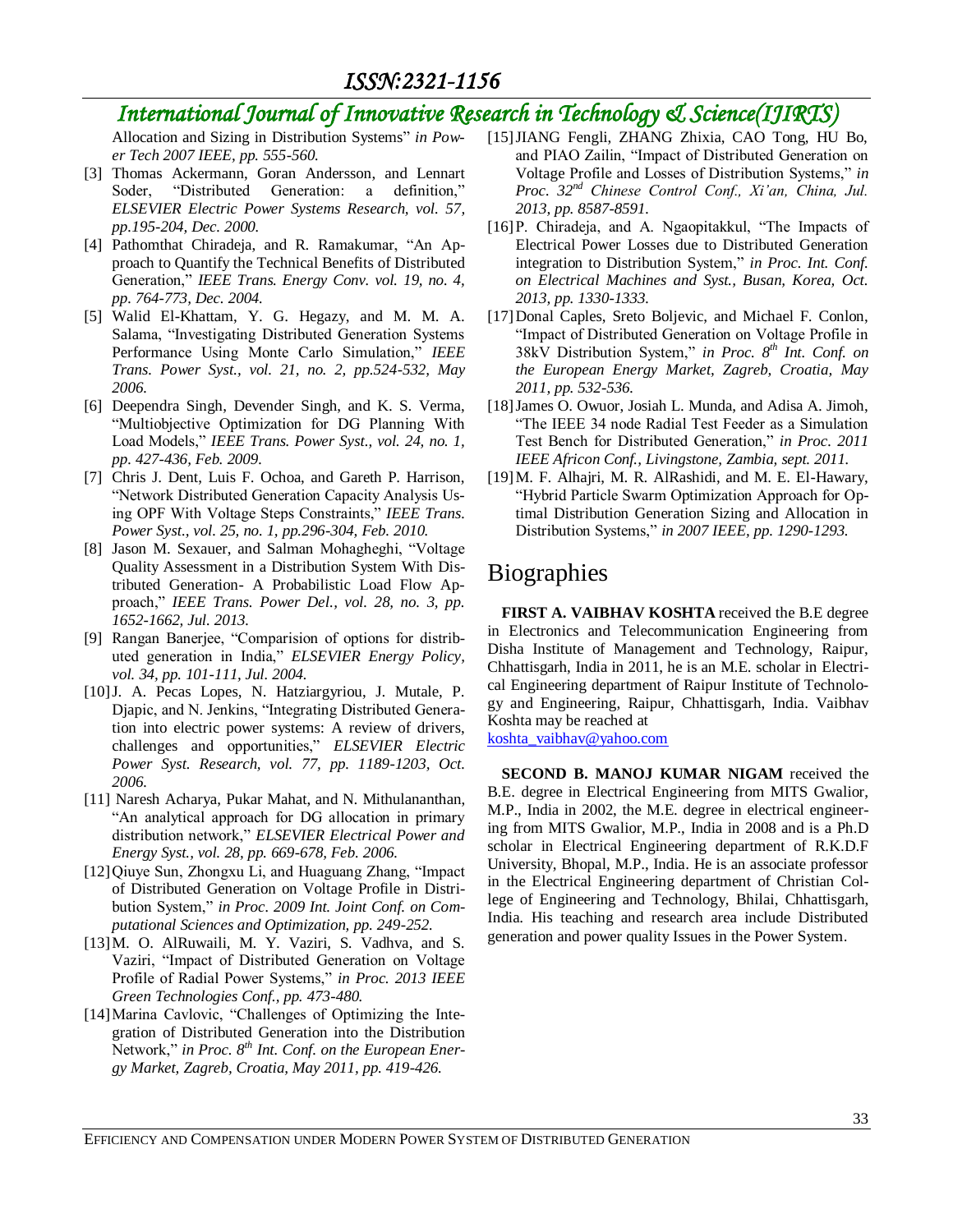Allocation and Sizing in Distribution Systems" *in Power Tech 2007 IEEE, pp. 555-560.*

[3] Thomas Ackermann, Goran Andersson, and Lennart Soder, "Distributed Generation: a definition," *ELSEVIER Electric Power Systems Research, vol. 57, pp.195-204, Dec. 2000.*

[4] Pathomthat Chiradeja, and R. Ramakumar, "An Approach to Quantify the Technical Benefits of Distributed Generation," *IEEE Trans. Energy Conv. vol. 19, no. 4, pp. 764-773, Dec. 2004.*

[5] Walid El-Khattam, Y. G. Hegazy, and M. M. A. Salama, "Investigating Distributed Generation Systems Performance Using Monte Carlo Simulation," *IEEE Trans. Power Syst., vol. 21, no. 2, pp.524-532, May 2006.*

[6] Deependra Singh, Devender Singh, and K. S. Verma, "Multiobjective Optimization for DG Planning With Load Models," *IEEE Trans. Power Syst., vol. 24, no. 1, pp. 427-436, Feb. 2009.*

[7] Chris J. Dent, Luis F. Ochoa, and Gareth P. Harrison, "Network Distributed Generation Capacity Analysis Using OPF With Voltage Steps Constraints," *IEEE Trans. Power Syst., vol. 25, no. 1, pp.296-304, Feb. 2010.*

[8] Jason M. Sexauer, and Salman Mohagheghi, "Voltage Quality Assessment in a Distribution System With Distributed Generation- A Probabilistic Load Flow Approach," *IEEE Trans. Power Del., vol. 28, no. 3, pp. 1652-1662, Jul. 2013.*

[9] Rangan Banerjee, "Comparision of options for distributed generation in India," *ELSEVIER Energy Policy, vol. 34, pp. 101-111, Jul. 2004.*

[10] J. A. Pecas Lopes, N. Hatziargyriou, J. Mutale, P. Djapic, and N. Jenkins, "Integrating Distributed Generation into electric power systems: A review of drivers, challenges and opportunities," *ELSEVIER Electric Power Syst. Research, vol. 77, pp. 1189-1203, Oct. 2006.*

[11] Naresh Acharya, Pukar Mahat, and N. Mithulananthan, "An analytical approach for DG allocation in primary distribution network," *ELSEVIER Electrical Power and Energy Syst., vol. 28, pp. 669-678, Feb. 2006.*

[12] Qiuye Sun, Zhongxu Li, and Huaguang Zhang, "Impact of Distributed Generation on Voltage Profile in Distribution System," *in Proc. 2009 Int. Joint Conf. on Computational Sciences and Optimization, pp. 249-252.*

[13] M. O. AlRuwaili, M. Y. Vaziri, S. Vadhva, and S. Vaziri, "Impact of Distributed Generation on Voltage Profile of Radial Power Systems," *in Proc. 2013 IEEE Green Technologies Conf., pp. 473-480.*

[14] Marina Cavlovic, "Challenges of Optimizing the Integration of Distributed Generation into the Distribution Network," *in Proc. 8th Int. Conf. on the European Energy Market, Zagreb, Croatia, May 2011, pp. 419-426.*

[15] JIANG Fengli, ZHANG Zhixia, CAO Tong, HU Bo, and PIAO Zailin, "Impact of Distributed Generation on Voltage Profile and Losses of Distribution Systems," *in Proc. 32nd Chinese Control Conf., Xi'an, China, Jul. 2013, pp. 8587-8591.*

[16] P. Chiradeja, and A. Ngaopitakkul, "The Impacts of Electrical Power Losses due to Distributed Generation integration to Distribution System," *in Proc. Int. Conf. on Electrical Machines and Syst., Busan, Korea, Oct. 2013, pp. 1330-1333.*

[17] Donal Caples, Sreto Boljevic, and Michael F. Conlon, "Impact of Distributed Generation on Voltage Profile in 38kV Distribution System," *in Proc. 8th Int. Conf. on the European Energy Market, Zagreb, Croatia, May 2011, pp. 532-536.*

[18] James O. Owuor, Josiah L. Munda, and Adisa A. Jimoh, "The IEEE 34 node Radial Test Feeder as a Simulation Test Bench for Distributed Generation," *in Proc. 2011 IEEE Africon Conf., Livingstone, Zambia, sept. 2011.*

[19] M. F. Alhajri, M. R. AlRashidi, and M. E. El-Hawary, "Hybrid Particle Swarm Optimization Approach for Optimal Distribution Generation Sizing and Allocation in Distribution Systems," *in 2007 IEEE, pp. 1290-1293.*

# Biographies

**FIRST A. VAIBHAV KOSHTA** received the B.E degree in Electronics and Telecommunication Engineering from Disha Institute of Management and Technology, Raipur, Chhattisgarh, India in 2011, he is an M.E. scholar in Electrical Engineering department of Raipur Institute of Technology and Engineering, Raipur, Chhattisgarh, India. Vaibhav Koshta may be reached at koshta_vaibhav@yahoo.com

**SECOND B. MANOJ KUMAR NIGAM** received the B.E. degree in Electrical Engineering from MITS Gwalior, M.P., India in 2002, the M.E. degree in electrical engineering from MITS Gwalior, M.P., India in 2008 and is a Ph.D scholar in Electrical Engineering department of R.K.D.F University, Bhopal, M.P., India. He is an associate professor in the Electrical Engineering department of Christian College of Engineering and Technology, Bhilai, Chhattisgarh, India. His teaching and research area include Distributed generation and power quality Issues in the Power System.